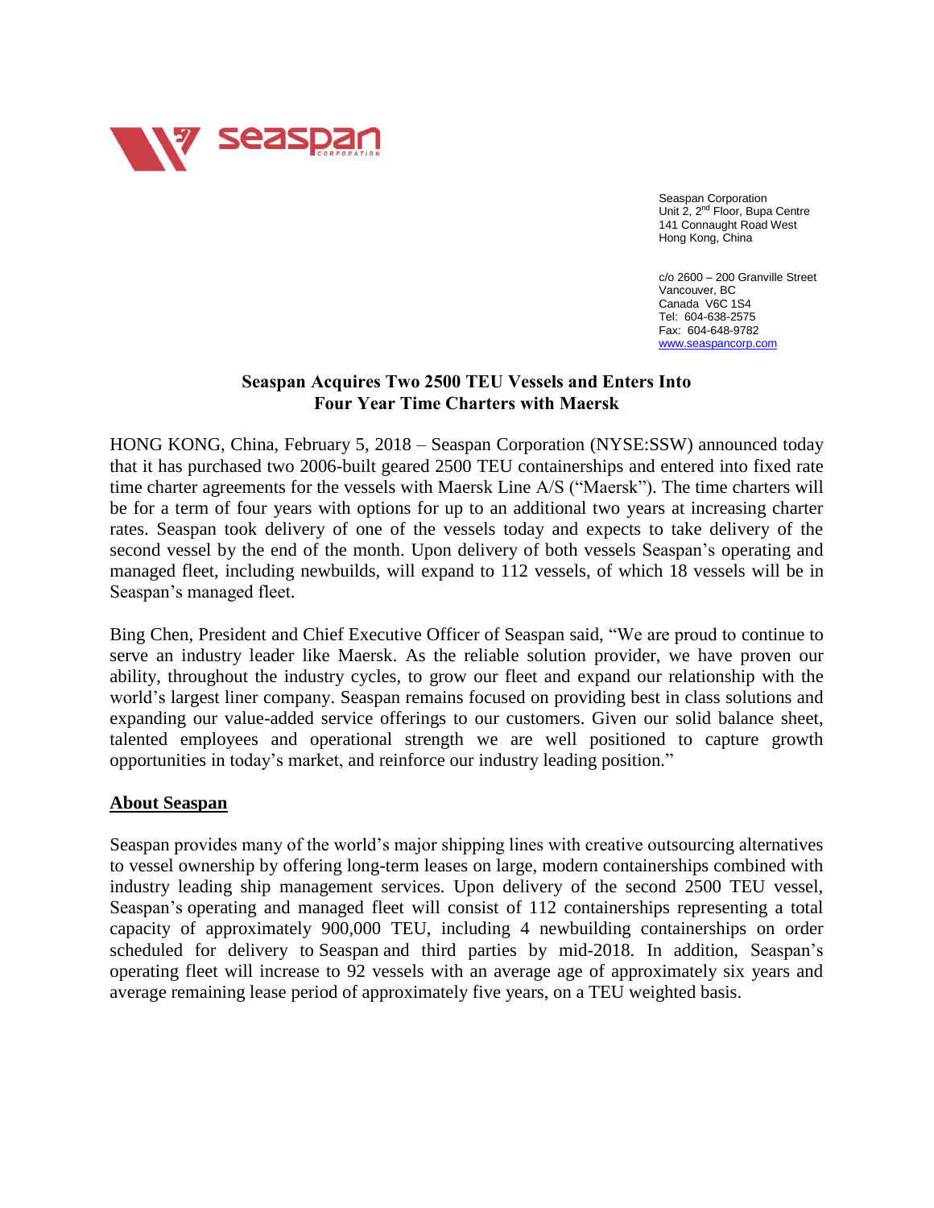seaspan CORPORATION

Seaspan Corporation
Unit 2, 2nd Floor, Bupa Centre
141 Connaught Road West
Hong Kong, China

c/o 2600 – 200 Granville Street
Vancouver, BC
Canada V6C 1S4
Tel: 604-638-2575
Fax: 604-648-9782
www.seaspancorp.com

# Seaspan Acquires Two 2500 TEU Vessels and Enters Into Four Year Time Charters with Maersk

HONG KONG, China, February 5, 2018 – Seaspan Corporation (NYSE:SSW) announced today that it has purchased two 2006-built geared 2500 TEU containerships and entered into fixed rate time charter agreements for the vessels with Maersk Line A/S ("Maersk"). The time charters will be for a term of four years with options for up to an additional two years at increasing charter rates. Seaspan took delivery of one of the vessels today and expects to take delivery of the second vessel by the end of the month. Upon delivery of both vessels Seaspan's operating and managed fleet, including newbuilds, will expand to 112 vessels, of which 18 vessels will be in Seaspan's managed fleet.

Bing Chen, President and Chief Executive Officer of Seaspan said, "We are proud to continue to serve an industry leader like Maersk. As the reliable solution provider, we have proven our ability, throughout the industry cycles, to grow our fleet and expand our relationship with the world's largest liner company. Seaspan remains focused on providing best in class solutions and expanding our value-added service offerings to our customers. Given our solid balance sheet, talented employees and operational strength we are well positioned to capture growth opportunities in today's market, and reinforce our industry leading position."

## About Seaspan

Seaspan provides many of the world's major shipping lines with creative outsourcing alternatives to vessel ownership by offering long-term leases on large, modern containerships combined with industry leading ship management services. Upon delivery of the second 2500 TEU vessel, Seaspan's operating and managed fleet will consist of 112 containerships representing a total capacity of approximately 900,000 TEU, including 4 newbuilding containerships on order scheduled for delivery to Seaspan and third parties by mid-2018. In addition, Seaspan's operating fleet will increase to 92 vessels with an average age of approximately six years and average remaining lease period of approximately five years, on a TEU weighted basis.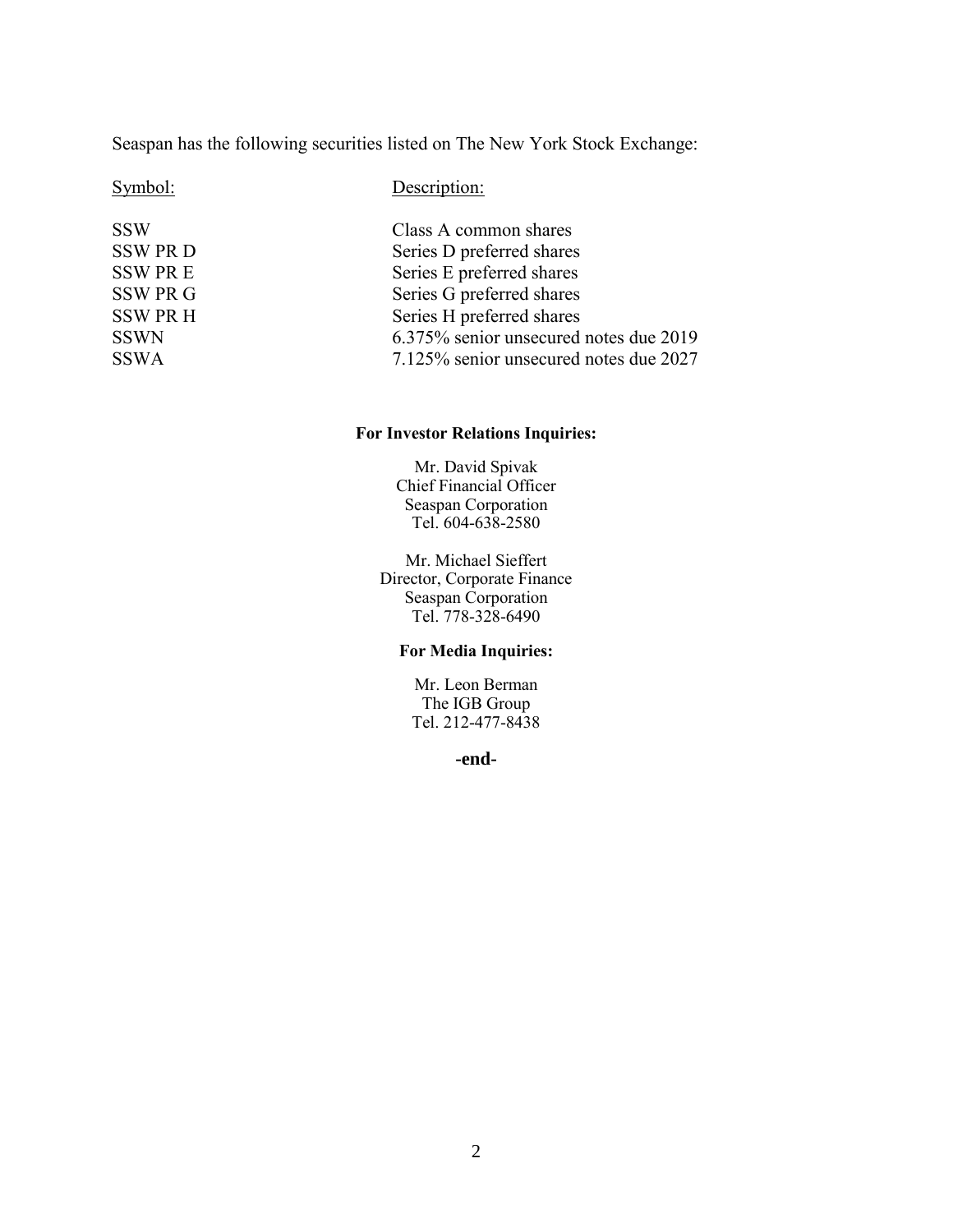Seaspan has the following securities listed on The New York Stock Exchange:

| Symbol: | Description: |
| --- | --- |
| SSW | Class A common shares |
| SSW PR D | Series D preferred shares |
| SSW PR E | Series E preferred shares |
| SSW PR G | Series G preferred shares |
| SSW PR H | Series H preferred shares |
| SSWN | 6.375% senior unsecured notes due 2019 |
| SSWA | 7.125% senior unsecured notes due 2027 |

**For Investor Relations Inquiries:**

Mr. David Spivak
Chief Financial Officer
Seaspan Corporation
Tel. 604-638-2580

Mr. Michael Sieffert
Director, Corporate Finance
Seaspan Corporation
Tel. 778-328-6490

**For Media Inquiries:**

Mr. Leon Berman
The IGB Group
Tel. 212-477-8438

**-end-**